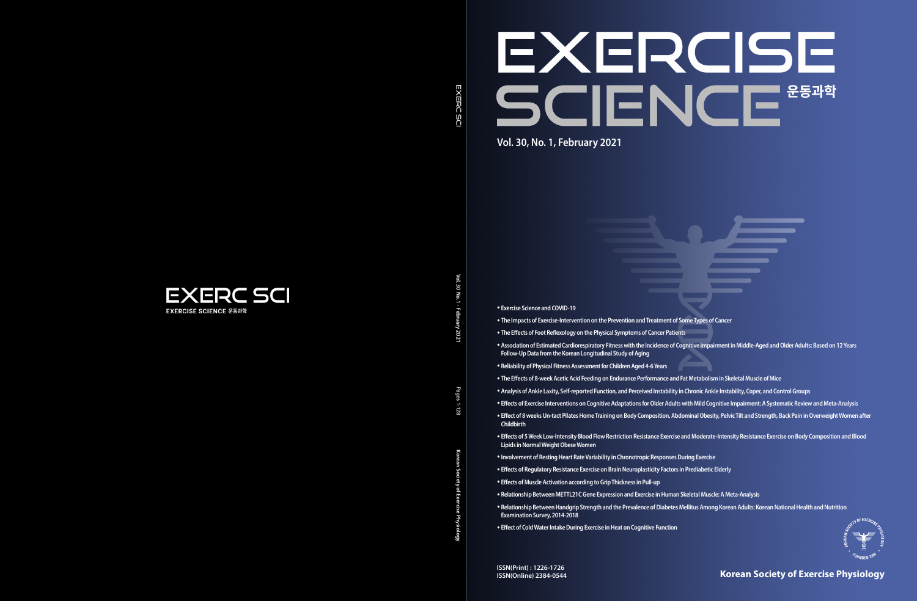# EXERCISE SCIENCE 운동과학

**Vol. 30, No. 1, February 2021**

- Exercise Science and COVID-19
- The Impacts of Exercise-Intervention on the Prevention and Treatment of Some Types of Cancer
- The Effects of Foot Reflexology on the Physical Symptoms of Cancer Patients
- Association of Estimated Cardiorespiratory Fitness with the Incidence of Cognitive Impairment in Middle-Aged and Older Adults: Based on 12 Years Follow-Up Data from the Korean Longitudinal Study of Aging
- Reliability of Physical Fitness Assessment for Children Aged 4-6 Years
- The Effects of 8-week Acetic Acid Feeding on Endurance Performance and Fat Metabolism in Skeletal Muscle of Mice
- Analysis of Ankle Laxity, Self-reported Function, and Perceived Instability in Chronic Ankle Instability, Coper, and Control Groups
- Effects of Exercise Interventions on Cognitive Adaptations for Older Adults with Mild Cognitive Impairment: A Systematic Review and Meta-Analysis
- Effect of 8 weeks Un-tact Pilates Home Training on Body Composition, Abdominal Obesity, Pelvic Tilt and Strength, Back Pain in Overweight Women after Childbirth
- Effects of 5 Week Low-Intensity Blood Flow Restriction Resistance Exercise and Moderate-Intensity Resistance Exercise on Body Composition and Blood Lipids in Normal Weight Obese Women
- Involvement of Resting Heart Rate Variability in Chronotropic Responses During Exercise
- Effects of Regulatory Resistance Exercise on Brain Neuroplasticity Factors in Prediabetic Elderly
- Effects of Muscle Activation according to Grip Thickness in Pull-up
- Relationship Between METTL21C Gene Expression and Exercise in Human Skeletal Muscle: A Meta-Analysis
- Relationship Between Handgrip Strength and the Prevalence of Diabetes Mellitus Among Korean Adults: Korean National Health and Nutrition Examination Survey, 2014-2018
- Effect of Cold Water Intake During Exercise in Heat on Cognitive Function

ISSN(Print) : 1226-1726
ISSN(Online) 2384-0544

**Korean Society of Exercise Physiology**

EXERC SCI
EXERCISE SCIENCE 운동과학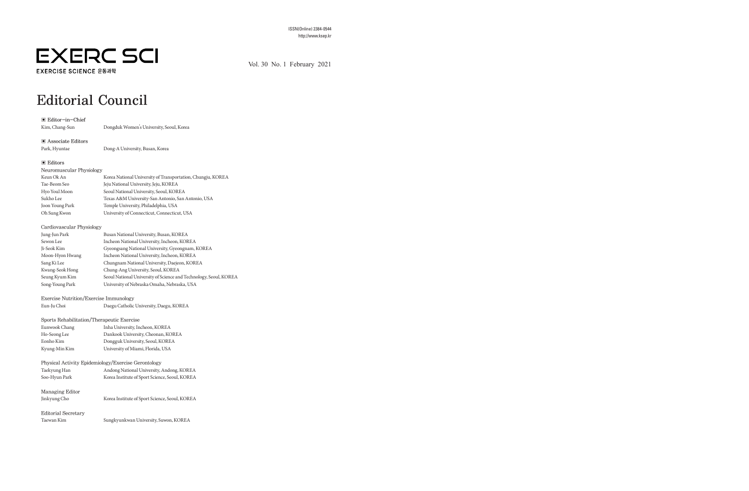ISSN(Online) 2384-0544
http://www.ksep.kr

# EXERC SCI

EXERCISE SCIENCE 운동과학

Vol. 30 No. 1 February 2021

# Editorial Council

## ▣ Editor-in-Chief

| | |
|---|---|
| Kim, Chang-Sun | Dongduk Women's University, Seoul, Korea |

## ▣ Associate Editors

| | |
|---|---|
| Park, Hyuntae | Dong-A University, Busan, Korea |

## ▣ Editors

### Neuromuscular Physiology

| | |
|---|---|
| Keun Ok An | Korea National University of Transportation, Chungju, KOREA |
| Tae-Beom Seo | Jeju National University, Jeju, KOREA |
| Hyo Youl Moon | Seoul National University, Seoul, KOREA |
| Sukho Lee | Texas A&M University-San Antonio, San Antonio, USA |
| Joon Young Park | Temple University, Philadelphia, USA |
| Oh Sung Kwon | University of Connecticut, Connecticut, USA |

### Cardiovascular Physiology

| | |
|---|---|
| Jung-Jun Park | Busan National University, Busan, KOREA |
| Sewon Lee | Incheon National University, Incheon, KOREA |
| Ji-Seok Kim | Gyeongsang National University, Gyeongnam, KOREA |
| Moon-Hyon Hwang | Incheon National University, Incheon, KOREA |
| Sang Ki Lee | Chungnam National University, Daejeon, KOREA |
| Kwang-Seok Hong | Chung-Ang University, Seoul, KOREA |
| Seung Kyum Kim | Seoul National University of Science and Technology, Seoul, KOREA |
| Song-Young Park | University of Nebraska Omaha, Nebraska, USA |

### Exercise Nutrition/Exercise Immunology

| | |
|---|---|
| Eun-Ju Choi | Daegu Catholic University, Daegu, KOREA |

### Sports Rehabilitation/Therapeutic Exercise

| | |
|---|---|
| Eunwook Chang | Inha University, Incheon, KOREA |
| Ho-Seong Lee | Dankook University, Cheonan, KOREA |
| Eonho Kim | Dongguk University, Seoul, KOREA |
| Kyung-Min Kim | University of Miami, Florida, USA |

### Physical Activity Epidemiology/Exercise Gerontology

| | |
|---|---|
| Taekyung Han | Andong National University, Andong, KOREA |
| Soo-Hyun Park | Korea Institute of Sport Science, Seoul, KOREA |

### Managing Editor

| | |
|---|---|
| Jinkyung Cho | Korea Institute of Sport Science, Seoul, KOREA |

### Editorial Secretary

| | |
|---|---|
| Taewan Kim | Sungkyunkwan University, Suwon, KOREA |